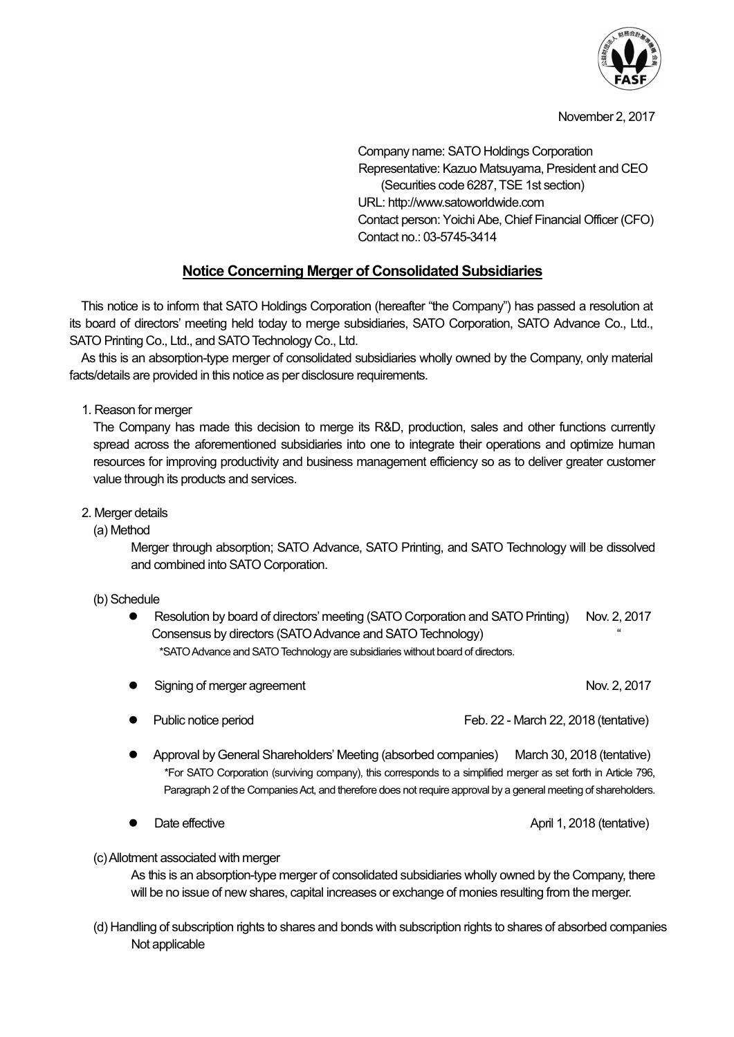November 2, 2017

Company name: SATO Holdings Corporation
Representative: Kazuo Matsuyama, President and CEO
(Securities code 6287, TSE 1st section)
URL: http://www.satoworldwide.com
Contact person: Yoichi Abe, Chief Financial Officer (CFO)
Contact no.: 03-5745-3414

## Notice Concerning Merger of Consolidated Subsidiaries

This notice is to inform that SATO Holdings Corporation (hereafter "the Company") has passed a resolution at its board of directors' meeting held today to merge subsidiaries, SATO Corporation, SATO Advance Co., Ltd., SATO Printing Co., Ltd., and SATO Technology Co., Ltd.

As this is an absorption-type merger of consolidated subsidiaries wholly owned by the Company, only material facts/details are provided in this notice as per disclosure requirements.

1. Reason for merger

The Company has made this decision to merge its R&D, production, sales and other functions currently spread across the aforementioned subsidiaries into one to integrate their operations and optimize human resources for improving productivity and business management efficiency so as to deliver greater customer value through its products and services.

2. Merger details

(a) Method

Merger through absorption; SATO Advance, SATO Printing, and SATO Technology will be dissolved and combined into SATO Corporation.

(b) Schedule

- Resolution by board of directors' meeting (SATO Corporation and SATO Printing) Nov. 2, 2017
  Consensus by directors (SATO Advance and SATO Technology) "
  *SATO Advance and SATO Technology are subsidiaries without board of directors.
- Signing of merger agreement Nov. 2, 2017
- Public notice period Feb. 22 - March 22, 2018 (tentative)
- Approval by General Shareholders' Meeting (absorbed companies) March 30, 2018 (tentative)
  *For SATO Corporation (surviving company), this corresponds to a simplified merger as set forth in Article 796, Paragraph 2 of the Companies Act, and therefore does not require approval by a general meeting of shareholders.
- Date effective April 1, 2018 (tentative)

(c) Allotment associated with merger

As this is an absorption-type merger of consolidated subsidiaries wholly owned by the Company, there will be no issue of new shares, capital increases or exchange of monies resulting from the merger.

(d) Handling of subscription rights to shares and bonds with subscription rights to shares of absorbed companies

Not applicable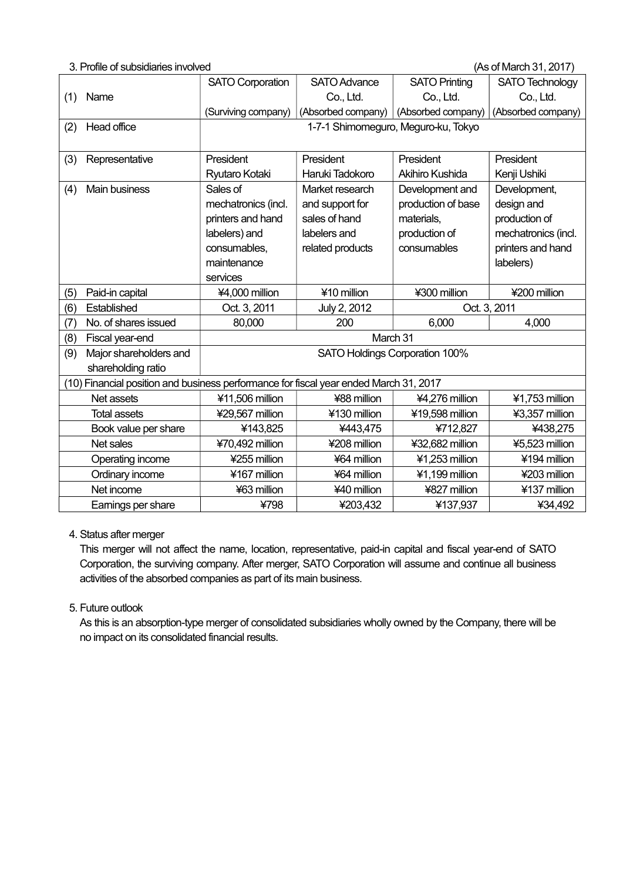3. Profile of subsidiaries involved (As of March 31, 2017)

| | SATO Corporation (Surviving company) | SATO Advance Co., Ltd. (Absorbed company) | SATO Printing Co., Ltd. (Absorbed company) | SATO Technology Co., Ltd. (Absorbed company) |
|---|---|---|---|---|
| (1) Name | SATO Corporation (Surviving company) | SATO Advance Co., Ltd. (Absorbed company) | SATO Printing Co., Ltd. (Absorbed company) | SATO Technology Co., Ltd. (Absorbed company) |
| (2) Head office | 1-7-1 Shimomeguro, Meguro-ku, Tokyo | | | |
| (3) Representative | President Ryutaro Kotaki | President Haruki Tadokoro | President Akihiro Kushida | President Kenji Ushiki |
| (4) Main business | Sales of mechatronics (incl. printers and hand labelers) and consumables, maintenance services | Market research and support for sales of hand labelers and related products | Development and production of base materials, production of consumables | Development, design and production of mechatronics (incl. printers and hand labelers) |
| (5) Paid-in capital | ¥4,000 million | ¥10 million | ¥300 million | ¥200 million |
| (6) Established | Oct. 3, 2011 | July 2, 2012 | Oct. 3, 2011 | |
| (7) No. of shares issued | 80,000 | 200 | 6,000 | 4,000 |
| (8) Fiscal year-end | March 31 | | | |
| (9) Major shareholders and shareholding ratio | SATO Holdings Corporation 100% | | | |
| (10) Financial position and business performance for fiscal year ended March 31, 2017 | | | | |
| Net assets | ¥11,506 million | ¥88 million | ¥4,276 million | ¥1,753 million |
| Total assets | ¥29,567 million | ¥130 million | ¥19,598 million | ¥3,357 million |
| Book value per share | ¥143,825 | ¥443,475 | ¥712,827 | ¥438,275 |
| Net sales | ¥70,492 million | ¥208 million | ¥32,682 million | ¥5,523 million |
| Operating income | ¥255 million | ¥64 million | ¥1,253 million | ¥194 million |
| Ordinary income | ¥167 million | ¥64 million | ¥1,199 million | ¥203 million |
| Net income | ¥63 million | ¥40 million | ¥827 million | ¥137 million |
| Earnings per share | ¥798 | ¥203,432 | ¥137,937 | ¥34,492 |

4. Status after merger

This merger will not affect the name, location, representative, paid-in capital and fiscal year-end of SATO Corporation, the surviving company. After merger, SATO Corporation will assume and continue all business activities of the absorbed companies as part of its main business.

5. Future outlook

As this is an absorption-type merger of consolidated subsidiaries wholly owned by the Company, there will be no impact on its consolidated financial results.